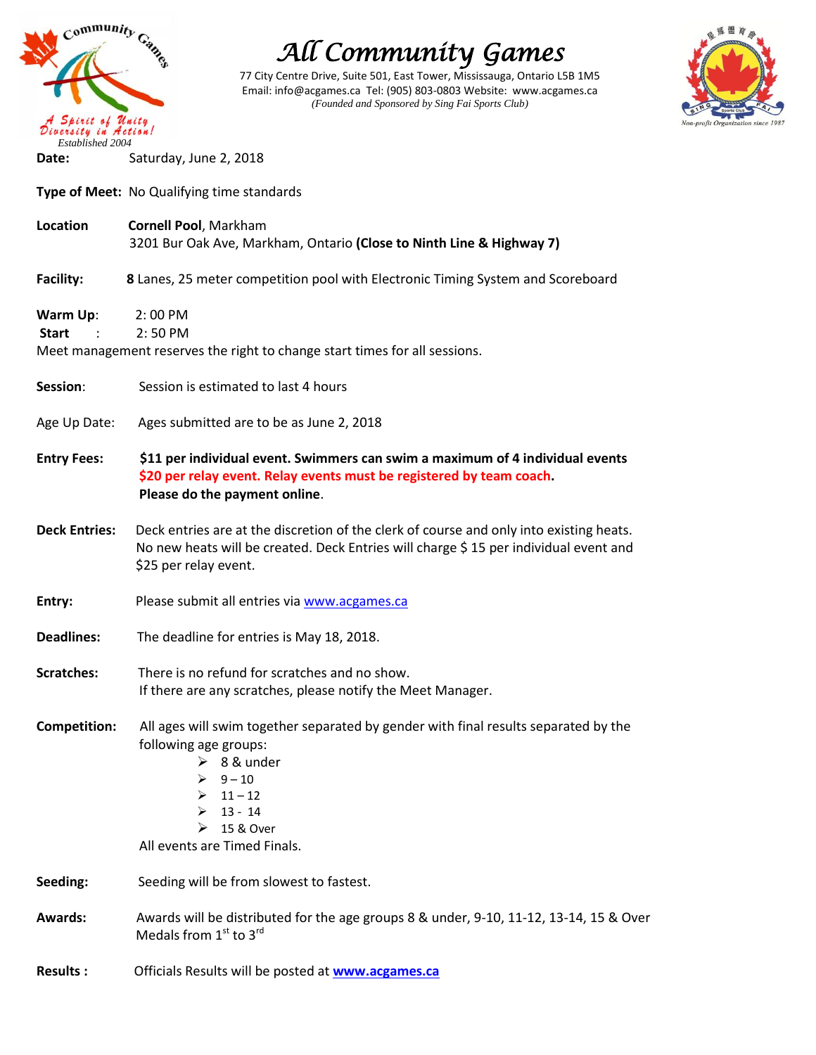# All Community Games

77 City Centre Drive, Suite 501, East Tower, Mississauga, Ontario L5B 1M5
Email: info@acgames.ca Tel: (905) 803-0803 Website: www.acgames.ca
*(Founded and Sponsored by Sing Fai Sports Club)*

A Spirit of Unity Diversity in Action!
*Established 2004*

Non-profit Organization since 1987

**Date:** Saturday, June 2, 2018

**Type of Meet:** No Qualifying time standards

**Location** **Cornell Pool**, Markham
3201 Bur Oak Ave, Markham, Ontario **(Close to Ninth Line & Highway 7)**

**Facility:** **8** Lanes, 25 meter competition pool with Electronic Timing System and Scoreboard

**Warm Up**: 2: 00 PM
**Start** : 2: 50 PM
Meet management reserves the right to change start times for all sessions.

**Session**: Session is estimated to last 4 hours

Age Up Date: Ages submitted are to be as June 2, 2018

**Entry Fees:** **$11 per individual event. Swimmers can swim a maximum of 4 individual events**
**$20 per relay event. Relay events must be registered by team coach.**
**Please do the payment online**.

**Deck Entries:** Deck entries are at the discretion of the clerk of course and only into existing heats. No new heats will be created. Deck Entries will charge $ 15 per individual event and $25 per relay event.

**Entry:** Please submit all entries via www.acgames.ca

**Deadlines:** The deadline for entries is May 18, 2018.

**Scratches:** There is no refund for scratches and no show.
If there are any scratches, please notify the Meet Manager.

**Competition:** All ages will swim together separated by gender with final results separated by the following age groups:

- 8 & under
- 9 – 10
- 11 – 12
- 13 - 14
- 15 & Over

All events are Timed Finals.

**Seeding:** Seeding will be from slowest to fastest.

**Awards:** Awards will be distributed for the age groups 8 & under, 9-10, 11-12, 13-14, 15 & Over
Medals from 1st to 3rd

**Results :** Officials Results will be posted at **www.acgames.ca**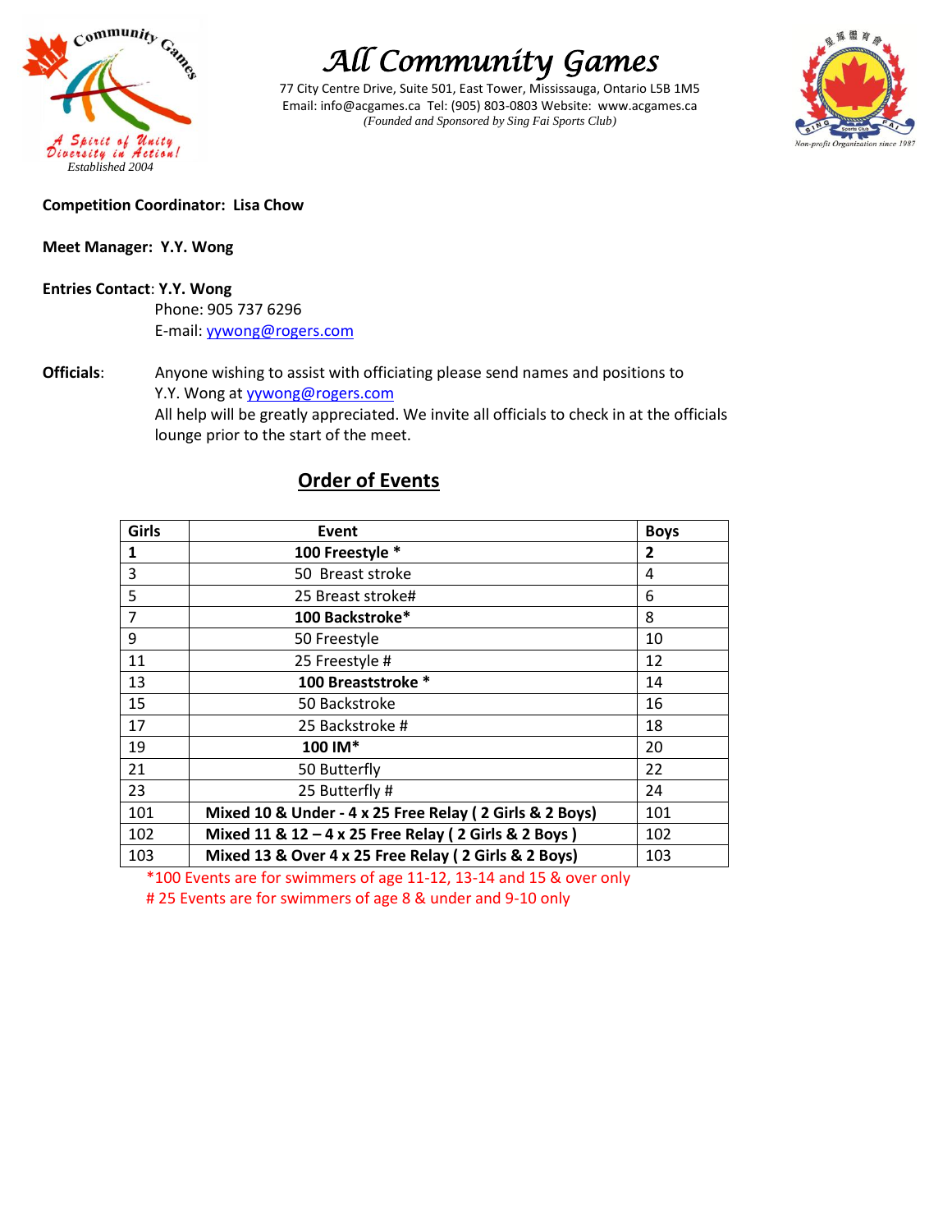# All Community Games

77 City Centre Drive, Suite 501, East Tower, Mississauga, Ontario L5B 1M5
Email: info@acgames.ca Tel: (905) 803-0803 Website: www.acgames.ca
*(Founded and Sponsored by Sing Fai Sports Club)*

A Spirit of Unity Diversity in Action!
*Established 2004*

Non-profit Organization since 1987

**Competition Coordinator: Lisa Chow**

**Meet Manager: Y.Y. Wong**

**Entries Contact**: **Y.Y. Wong**
Phone: 905 737 6296
E-mail: yywong@rogers.com

**Officials**: Anyone wishing to assist with officiating please send names and positions to Y.Y. Wong at yywong@rogers.com
All help will be greatly appreciated. We invite all officials to check in at the officials lounge prior to the start of the meet.

## Order of Events

| Girls | Event | Boys |
|---|---|---|
| **1** | **100 Freestyle *** | **2** |
| 3 | 50 Breast stroke | 4 |
| 5 | 25 Breast stroke# | 6 |
| 7 | **100 Backstroke*** | 8 |
| 9 | 50 Freestyle | 10 |
| 11 | 25 Freestyle # | 12 |
| 13 | **100 Breaststroke *** | 14 |
| 15 | 50 Backstroke | 16 |
| 17 | 25 Backstroke # | 18 |
| 19 | **100 IM*** | 20 |
| 21 | 50 Butterfly | 22 |
| 23 | 25 Butterfly # | 24 |
| 101 | **Mixed 10 & Under - 4 x 25 Free Relay ( 2 Girls & 2 Boys)** | 101 |
| 102 | **Mixed 11 & 12 – 4 x 25 Free Relay ( 2 Girls & 2 Boys )** | 102 |
| 103 | **Mixed 13 & Over 4 x 25 Free Relay ( 2 Girls & 2 Boys)** | 103 |

*100 Events are for swimmers of age 11-12, 13-14 and 15 & over only
# 25 Events are for swimmers of age 8 & under and 9-10 only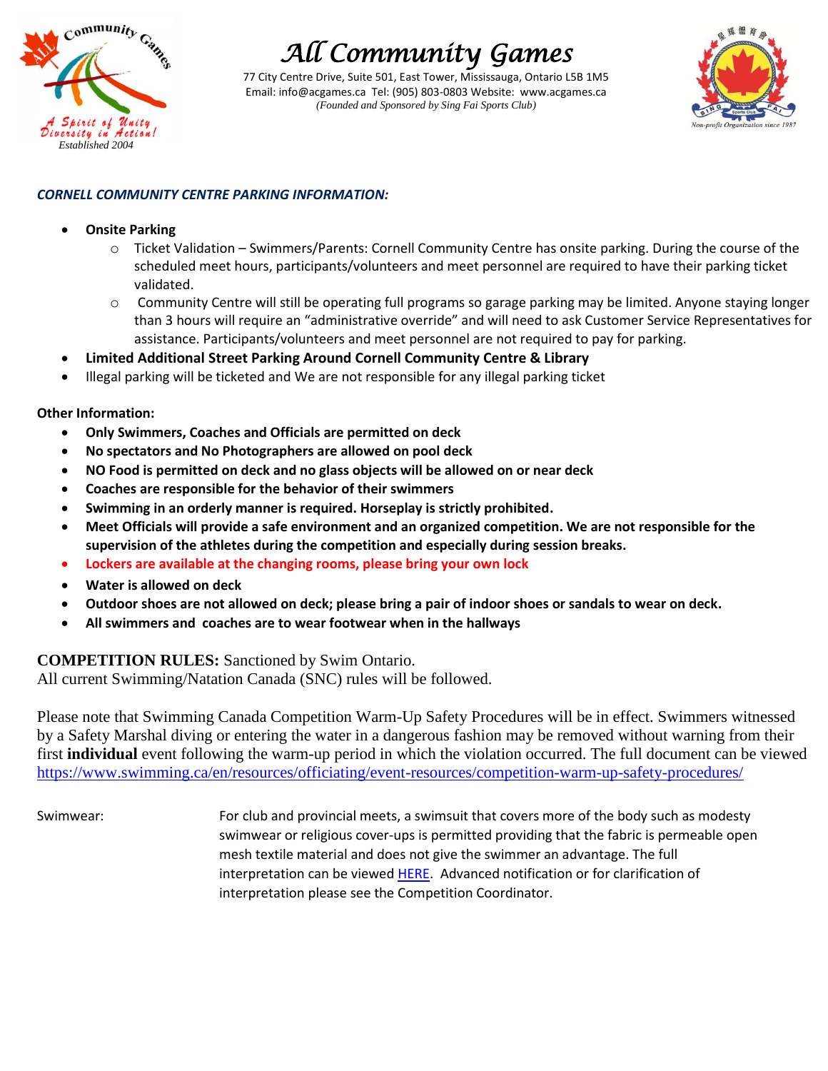# All Community Games

77 City Centre Drive, Suite 501, East Tower, Mississauga, Ontario L5B 1M5
Email: info@acgames.ca Tel: (905) 803-0803 Website: www.acgames.ca
*(Founded and Sponsored by Sing Fai Sports Club)*

Community Games – A Spirit of Unity Diversity in Action! – Established 2004

Sing Fai Sports Club – Non-profit Organization since 1987

***CORNELL COMMUNITY CENTRE PARKING INFORMATION:***

- **Onsite Parking**
  - Ticket Validation – Swimmers/Parents: Cornell Community Centre has onsite parking. During the course of the scheduled meet hours, participants/volunteers and meet personnel are required to have their parking ticket validated.
  - Community Centre will still be operating full programs so garage parking may be limited. Anyone staying longer than 3 hours will require an "administrative override" and will need to ask Customer Service Representatives for assistance. Participants/volunteers and meet personnel are not required to pay for parking.
- **Limited Additional Street Parking Around Cornell Community Centre & Library**
- Illegal parking will be ticketed and We are not responsible for any illegal parking ticket

**Other Information:**

- **Only Swimmers, Coaches and Officials are permitted on deck**
- **No spectators and No Photographers are allowed on pool deck**
- **NO Food is permitted on deck and no glass objects will be allowed on or near deck**
- **Coaches are responsible for the behavior of their swimmers**
- **Swimming in an orderly manner is required. Horseplay is strictly prohibited.**
- **Meet Officials will provide a safe environment and an organized competition. We are not responsible for the supervision of the athletes during the competition and especially during session breaks.**
- **Lockers are available at the changing rooms, please bring your own lock**
- **Water is allowed on deck**
- **Outdoor shoes are not allowed on deck; please bring a pair of indoor shoes or sandals to wear on deck.**
- **All swimmers and coaches are to wear footwear when in the hallways**

**COMPETITION RULES:** Sanctioned by Swim Ontario.
All current Swimming/Natation Canada (SNC) rules will be followed.

Please note that Swimming Canada Competition Warm-Up Safety Procedures will be in effect. Swimmers witnessed by a Safety Marshal diving or entering the water in a dangerous fashion may be removed without warning from their first **individual** event following the warm-up period in which the violation occurred. The full document can be viewed https://www.swimming.ca/en/resources/officiating/event-resources/competition-warm-up-safety-procedures/

Swimwear: For club and provincial meets, a swimsuit that covers more of the body such as modesty swimwear or religious cover-ups is permitted providing that the fabric is permeable open mesh textile material and does not give the swimmer an advantage. The full interpretation can be viewed HERE. Advanced notification or for clarification of interpretation please see the Competition Coordinator.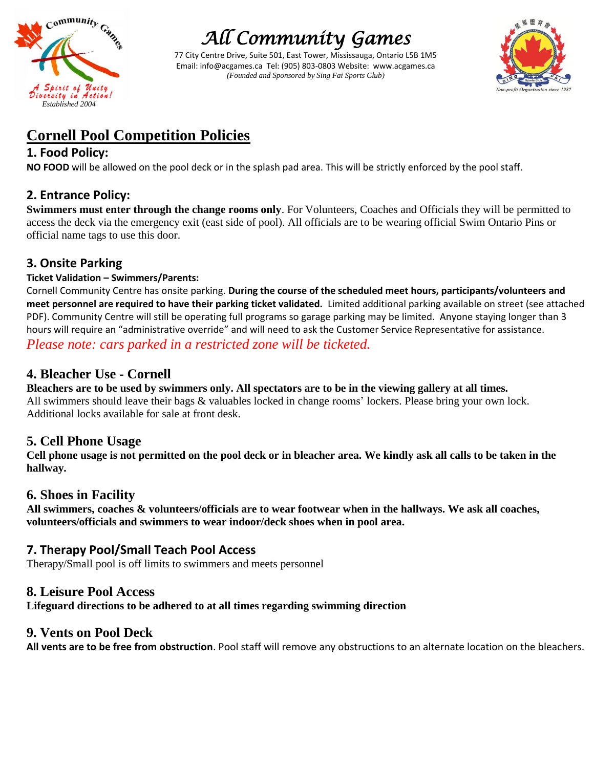# All Community Games

77 City Centre Drive, Suite 501, East Tower, Mississauga, Ontario L5B 1M5
Email: info@acgames.ca Tel: (905) 803-0803 Website: www.acgames.ca
*(Founded and Sponsored by Sing Fai Sports Club)*

A Spirit of Unity Diversity in Action!
Established 2004

Non-profit Organization since 1987

## Cornell Pool Competition Policies

### 1. Food Policy:

**NO FOOD** will be allowed on the pool deck or in the splash pad area. This will be strictly enforced by the pool staff.

### 2. Entrance Policy:

**Swimmers must enter through the change rooms only**. For Volunteers, Coaches and Officials they will be permitted to access the deck via the emergency exit (east side of pool). All officials are to be wearing official Swim Ontario Pins or official name tags to use this door.

### 3. Onsite Parking

**Ticket Validation – Swimmers/Parents:**

Cornell Community Centre has onsite parking. **During the course of the scheduled meet hours, participants/volunteers and meet personnel are required to have their parking ticket validated.** Limited additional parking available on street (see attached PDF). Community Centre will still be operating full programs so garage parking may be limited. Anyone staying longer than 3 hours will require an "administrative override" and will need to ask the Customer Service Representative for assistance.

*Please note: cars parked in a restricted zone will be ticketed.*

### 4. Bleacher Use - Cornell

**Bleachers are to be used by swimmers only. All spectators are to be in the viewing gallery at all times.**
All swimmers should leave their bags & valuables locked in change rooms' lockers. Please bring your own lock. Additional locks available for sale at front desk.

### 5. Cell Phone Usage

**Cell phone usage is not permitted on the pool deck or in bleacher area. We kindly ask all calls to be taken in the hallway.**

### 6. Shoes in Facility

**All swimmers, coaches & volunteers/officials are to wear footwear when in the hallways. We ask all coaches, volunteers/officials and swimmers to wear indoor/deck shoes when in pool area.**

### 7. Therapy Pool/Small Teach Pool Access

Therapy/Small pool is off limits to swimmers and meets personnel

### 8. Leisure Pool Access

**Lifeguard directions to be adhered to at all times regarding swimming direction**

### 9. Vents on Pool Deck

**All vents are to be free from obstruction**. Pool staff will remove any obstructions to an alternate location on the bleachers.